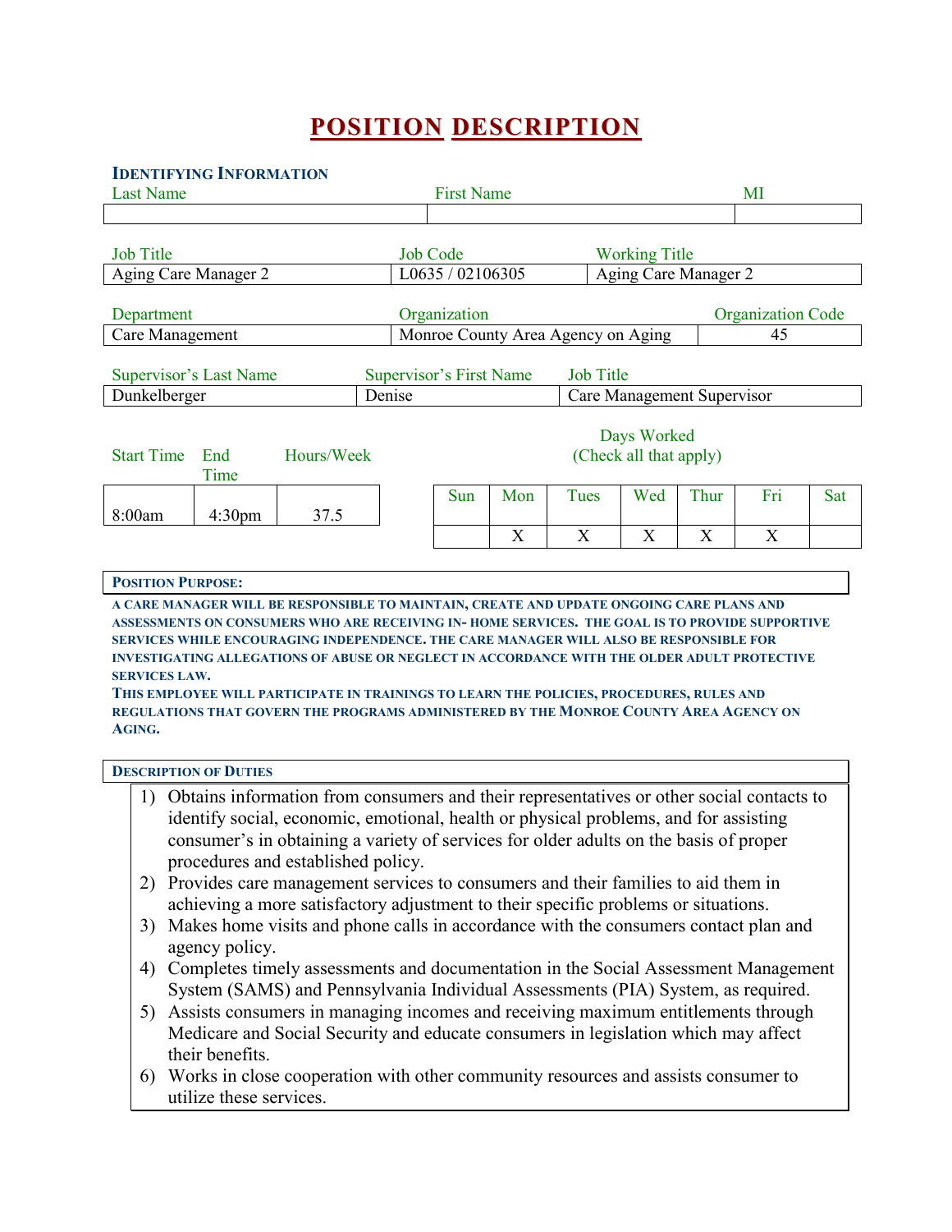# POSITION DESCRIPTION

## Identifying Information

| Last Name | First Name | MI |
|---|---|---|
| | | |

| Job Title | Job Code | Working Title |
|---|---|---|
| Aging Care Manager 2 | L0635 / 02106305 | Aging Care Manager 2 |

| Department | Organization | Organization Code |
|---|---|---|
| Care Management | Monroe County Area Agency on Aging | 45 |

| Supervisor's Last Name | Supervisor's First Name | Job Title |
|---|---|---|
| Dunkelberger | Denise | Care Management Supervisor |

| Start Time | End Time | Hours/Week |
|---|---|---|
| 8:00am | 4:30pm | 37.5 |

Days Worked (Check all that apply)

| Sun | Mon | Tues | Wed | Thur | Fri | Sat |
|---|---|---|---|---|---|---|
| | X | X | X | X | X | |

## Position Purpose:

A CARE MANAGER WILL BE RESPONSIBLE TO MAINTAIN, CREATE AND UPDATE ONGOING CARE PLANS AND ASSESSMENTS ON CONSUMERS WHO ARE RECEIVING IN- HOME SERVICES. THE GOAL IS TO PROVIDE SUPPORTIVE SERVICES WHILE ENCOURAGING INDEPENDENCE. THE CARE MANAGER WILL ALSO BE RESPONSIBLE FOR INVESTIGATING ALLEGATIONS OF ABUSE OR NEGLECT IN ACCORDANCE WITH THE OLDER ADULT PROTECTIVE SERVICES LAW.

THIS EMPLOYEE WILL PARTICIPATE IN TRAININGS TO LEARN THE POLICIES, PROCEDURES, RULES AND REGULATIONS THAT GOVERN THE PROGRAMS ADMINISTERED BY THE MONROE COUNTY AREA AGENCY ON AGING.

## Description of Duties

1) Obtains information from consumers and their representatives or other social contacts to identify social, economic, emotional, health or physical problems, and for assisting consumer's in obtaining a variety of services for older adults on the basis of proper procedures and established policy.
2) Provides care management services to consumers and their families to aid them in achieving a more satisfactory adjustment to their specific problems or situations.
3) Makes home visits and phone calls in accordance with the consumers contact plan and agency policy.
4) Completes timely assessments and documentation in the Social Assessment Management System (SAMS) and Pennsylvania Individual Assessments (PIA) System, as required.
5) Assists consumers in managing incomes and receiving maximum entitlements through Medicare and Social Security and educate consumers in legislation which may affect their benefits.
6) Works in close cooperation with other community resources and assists consumer to utilize these services.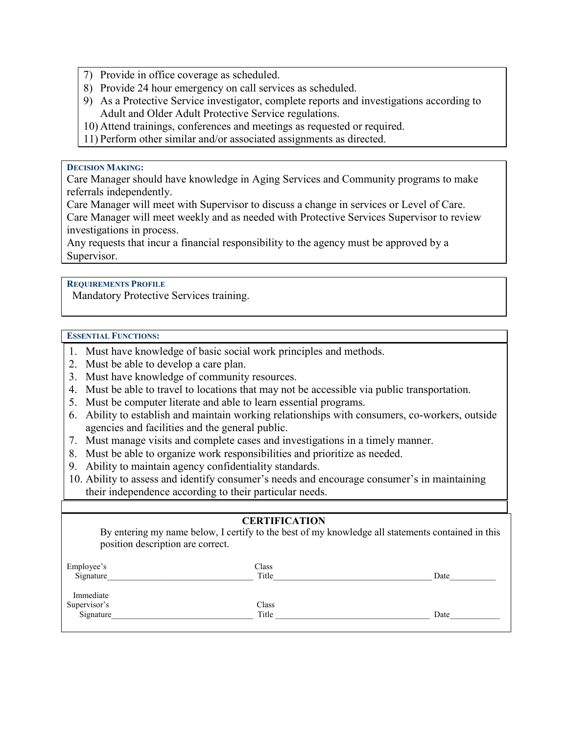7) Provide in office coverage as scheduled.
8) Provide 24 hour emergency on call services as scheduled.
9) As a Protective Service investigator, complete reports and investigations according to Adult and Older Adult Protective Service regulations.
10) Attend trainings, conferences and meetings as requested or required.
11) Perform other similar and/or associated assignments as directed.

### DECISION MAKING:

Care Manager should have knowledge in Aging Services and Community programs to make referrals independently.
Care Manager will meet with Supervisor to discuss a change in services or Level of Care.
Care Manager will meet weekly and as needed with Protective Services Supervisor to review investigations in process.
Any requests that incur a financial responsibility to the agency must be approved by a Supervisor.

### REQUIREMENTS PROFILE

Mandatory Protective Services training.

### ESSENTIAL FUNCTIONS:

1. Must have knowledge of basic social work principles and methods.
2. Must be able to develop a care plan.
3. Must have knowledge of community resources.
4. Must be able to travel to locations that may not be accessible via public transportation.
5. Must be computer literate and able to learn essential programs.
6. Ability to establish and maintain working relationships with consumers, co-workers, outside agencies and facilities and the general public.
7. Must manage visits and complete cases and investigations in a timely manner.
8. Must be able to organize work responsibilities and prioritize as needed.
9. Ability to maintain agency confidentiality standards.
10. Ability to assess and identify consumer's needs and encourage consumer's in maintaining their independence according to their particular needs.

### CERTIFICATION

By entering my name below, I certify to the best of my knowledge all statements contained in this position description are correct.

Employee's Signature________________________________ Class Title____________________________________ Date___________

Immediate Supervisor's Signature________________________________ Class Title ____________________________________ Date____________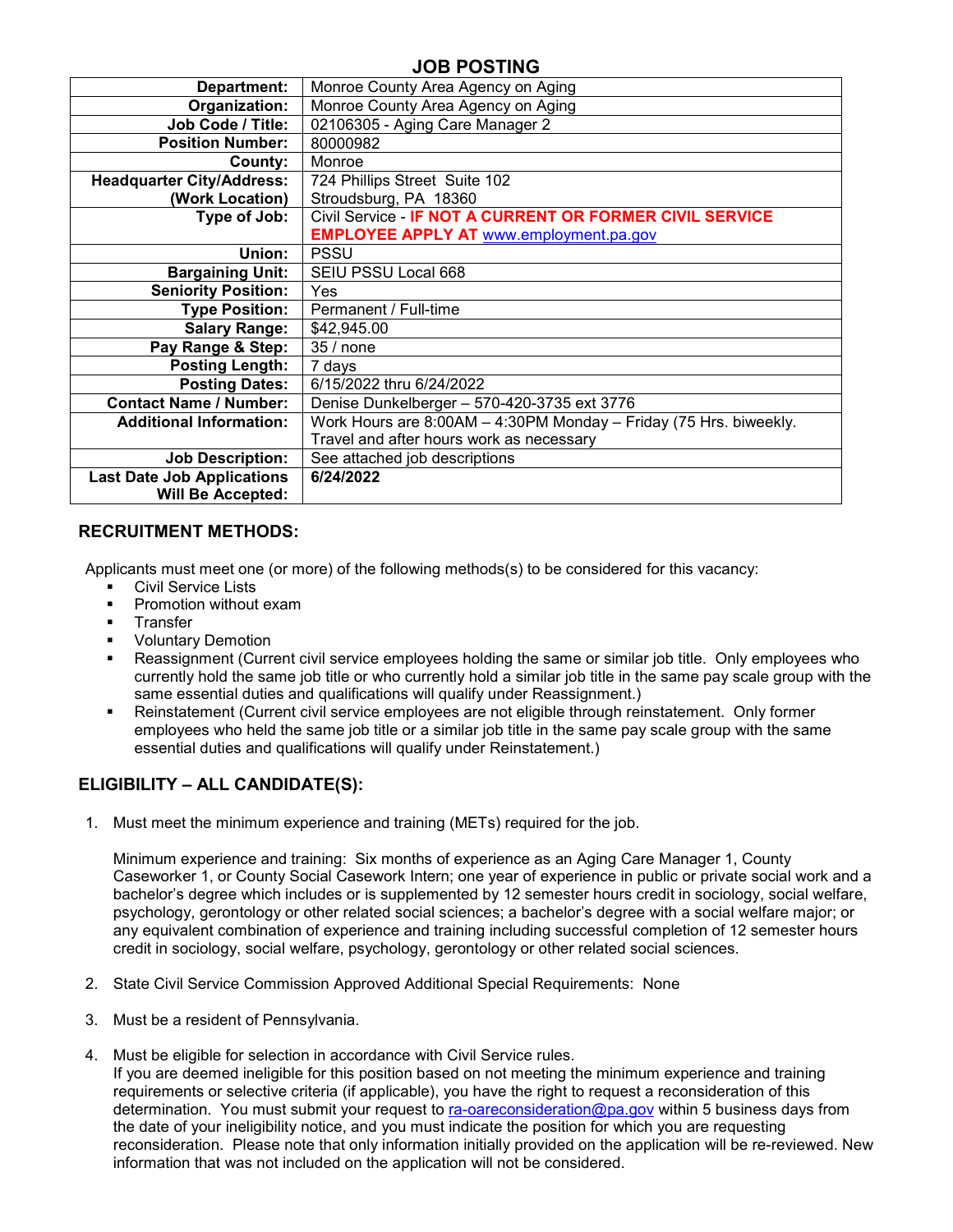# JOB POSTING

| | |
|---|---|
| **Department:** | Monroe County Area Agency on Aging |
| **Organization:** | Monroe County Area Agency on Aging |
| **Job Code / Title:** | 02106305 - Aging Care Manager 2 |
| **Position Number:** | 80000982 |
| **County:** | Monroe |
| **Headquarter City/Address: (Work Location)** | 724 Phillips Street Suite 102 Stroudsburg, PA 18360 |
| **Type of Job:** | Civil Service - **IF NOT A CURRENT OR FORMER CIVIL SERVICE EMPLOYEE APPLY AT** www.employment.pa.gov |
| **Union:** | PSSU |
| **Bargaining Unit:** | SEIU PSSU Local 668 |
| **Seniority Position:** | Yes |
| **Type Position:** | Permanent / Full-time |
| **Salary Range:** | $42,945.00 |
| **Pay Range & Step:** | 35 / none |
| **Posting Length:** | 7 days |
| **Posting Dates:** | 6/15/2022 thru 6/24/2022 |
| **Contact Name / Number:** | Denise Dunkelberger – 570-420-3735 ext 3776 |
| **Additional Information:** | Work Hours are 8:00AM – 4:30PM Monday – Friday (75 Hrs. biweekly. Travel and after hours work as necessary |
| **Job Description:** | See attached job descriptions |
| **Last Date Job Applications Will Be Accepted:** | **6/24/2022** |

## RECRUITMENT METHODS:

Applicants must meet one (or more) of the following methods(s) to be considered for this vacancy:

- Civil Service Lists
- Promotion without exam
- Transfer
- Voluntary Demotion
- Reassignment (Current civil service employees holding the same or similar job title. Only employees who currently hold the same job title or who currently hold a similar job title in the same pay scale group with the same essential duties and qualifications will qualify under Reassignment.)
- Reinstatement (Current civil service employees are not eligible through reinstatement. Only former employees who held the same job title or a similar job title in the same pay scale group with the same essential duties and qualifications will qualify under Reinstatement.)

## ELIGIBILITY – ALL CANDIDATE(S):

1. Must meet the minimum experience and training (METs) required for the job.

   Minimum experience and training: Six months of experience as an Aging Care Manager 1, County Caseworker 1, or County Social Casework Intern; one year of experience in public or private social work and a bachelor's degree which includes or is supplemented by 12 semester hours credit in sociology, social welfare, psychology, gerontology or other related social sciences; a bachelor's degree with a social welfare major; or any equivalent combination of experience and training including successful completion of 12 semester hours credit in sociology, social welfare, psychology, gerontology or other related social sciences.

2. State Civil Service Commission Approved Additional Special Requirements: None

3. Must be a resident of Pennsylvania.

4. Must be eligible for selection in accordance with Civil Service rules.
   If you are deemed ineligible for this position based on not meeting the minimum experience and training requirements or selective criteria (if applicable), you have the right to request a reconsideration of this determination. You must submit your request to ra-oareconsideration@pa.gov within 5 business days from the date of your ineligibility notice, and you must indicate the position for which you are requesting reconsideration. Please note that only information initially provided on the application will be re-reviewed. New information that was not included on the application will not be considered.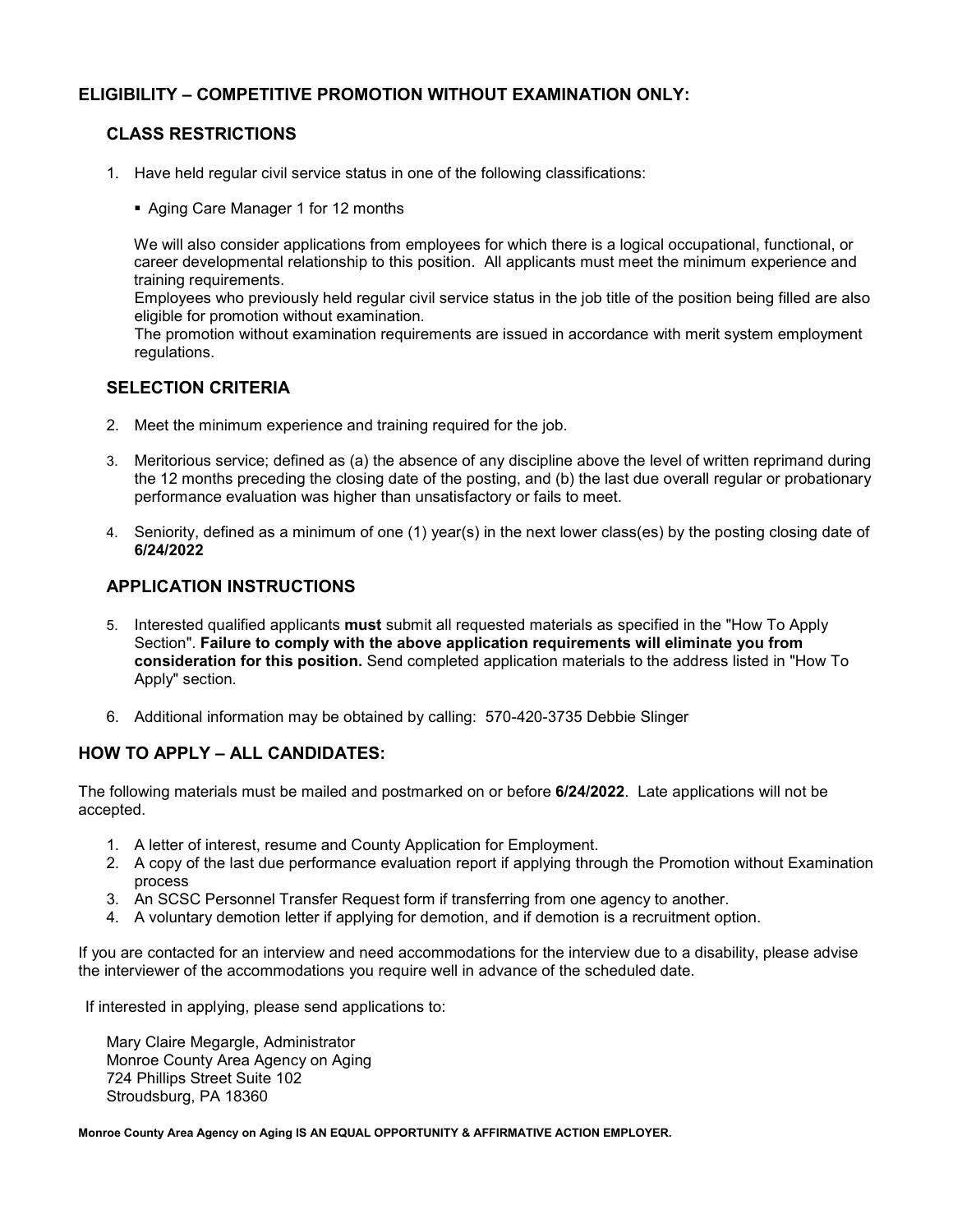## ELIGIBILITY – COMPETITIVE PROMOTION WITHOUT EXAMINATION ONLY:

### CLASS RESTRICTIONS

1. Have held regular civil service status in one of the following classifications:

   - Aging Care Manager 1 for 12 months

   We will also consider applications from employees for which there is a logical occupational, functional, or career developmental relationship to this position. All applicants must meet the minimum experience and training requirements.
   Employees who previously held regular civil service status in the job title of the position being filled are also eligible for promotion without examination.
   The promotion without examination requirements are issued in accordance with merit system employment regulations.

### SELECTION CRITERIA

2. Meet the minimum experience and training required for the job.

3. Meritorious service; defined as (a) the absence of any discipline above the level of written reprimand during the 12 months preceding the closing date of the posting, and (b) the last due overall regular or probationary performance evaluation was higher than unsatisfactory or fails to meet.

4. Seniority, defined as a minimum of one (1) year(s) in the next lower class(es) by the posting closing date of **6/24/2022**

### APPLICATION INSTRUCTIONS

5. Interested qualified applicants **must** submit all requested materials as specified in the "How To Apply Section". **Failure to comply with the above application requirements will eliminate you from consideration for this position.** Send completed application materials to the address listed in "How To Apply" section.

6. Additional information may be obtained by calling: 570-420-3735 Debbie Slinger

## HOW TO APPLY – ALL CANDIDATES:

The following materials must be mailed and postmarked on or before **6/24/2022**. Late applications will not be accepted.

1. A letter of interest, resume and County Application for Employment.
2. A copy of the last due performance evaluation report if applying through the Promotion without Examination process
3. An SCSC Personnel Transfer Request form if transferring from one agency to another.
4. A voluntary demotion letter if applying for demotion, and if demotion is a recruitment option.

If you are contacted for an interview and need accommodations for the interview due to a disability, please advise the interviewer of the accommodations you require well in advance of the scheduled date.

If interested in applying, please send applications to:

Mary Claire Megargle, Administrator
Monroe County Area Agency on Aging
724 Phillips Street Suite 102
Stroudsburg, PA 18360

**Monroe County Area Agency on Aging IS AN EQUAL OPPORTUNITY & AFFIRMATIVE ACTION EMPLOYER.**